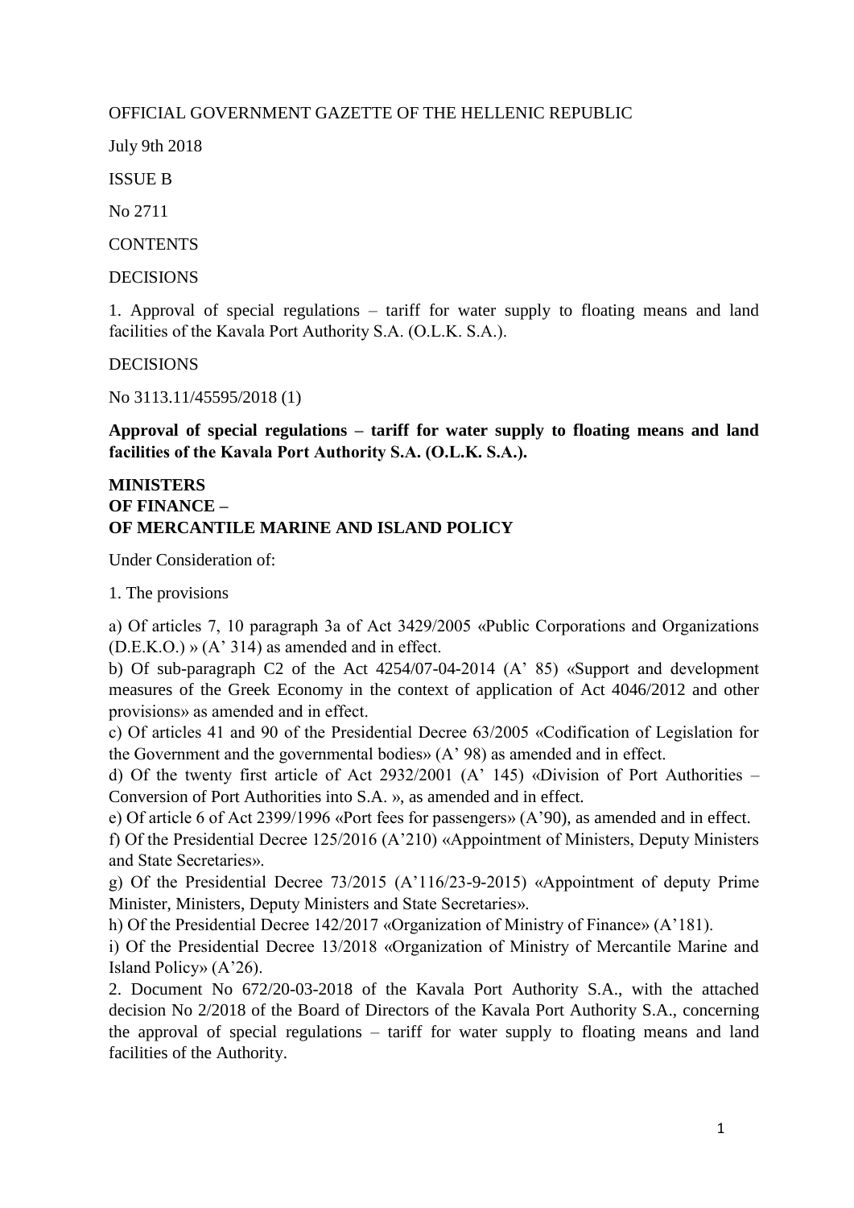OFFICIAL GOVERNMENT GAZETTE OF THE HELLENIC REPUBLIC

July 9th 2018

ISSUE B

No 2711

CONTENTS

DECISIONS

1. Approval of special regulations – tariff for water supply to floating means and land facilities of the Kavala Port Authority S.A. (O.L.K. S.A.).

DECISIONS

No 3113.11/45595/2018 (1)

**Approval of special regulations – tariff for water supply to floating means and land facilities of the Kavala Port Authority S.A. (O.L.K. S.A.).**

**MINISTERS**
**OF FINANCE –**
**OF MERCANTILE MARINE AND ISLAND POLICY**

Under Consideration of:

1. The provisions

a) Of articles 7, 10 paragraph 3a of Act 3429/2005 «Public Corporations and Organizations (D.E.K.O.) » (A' 314) as amended and in effect.
b) Of sub-paragraph C2 of the Act 4254/07-04-2014 (A' 85) «Support and development measures of the Greek Economy in the context of application of Act 4046/2012 and other provisions» as amended and in effect.
c) Of articles 41 and 90 of the Presidential Decree 63/2005 «Codification of Legislation for the Government and the governmental bodies» (A' 98) as amended and in effect.
d) Of the twenty first article of Act 2932/2001 (A' 145) «Division of Port Authorities – Conversion of Port Authorities into S.A. », as amended and in effect.
e) Of article 6 of Act 2399/1996 «Port fees for passengers» (A'90), as amended and in effect.
f) Of the Presidential Decree 125/2016 (A'210) «Appointment of Ministers, Deputy Ministers and State Secretaries».
g) Of the Presidential Decree 73/2015 (A'116/23-9-2015) «Appointment of deputy Prime Minister, Ministers, Deputy Ministers and State Secretaries».
h) Of the Presidential Decree 142/2017 «Organization of Ministry of Finance» (A'181).
i) Of the Presidential Decree 13/2018 «Organization of Ministry of Mercantile Marine and Island Policy» (A'26).

2. Document No 672/20-03-2018 of the Kavala Port Authority S.A., with the attached decision No 2/2018 of the Board of Directors of the Kavala Port Authority S.A., concerning the approval of special regulations – tariff for water supply to floating means and land facilities of the Authority.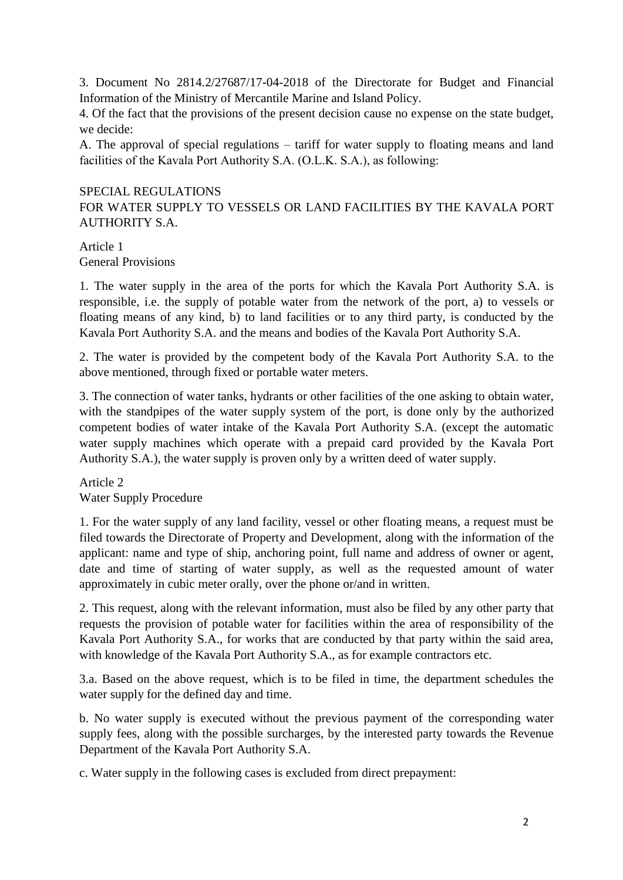3. Document No 2814.2/27687/17-04-2018 of the Directorate for Budget and Financial Information of the Ministry of Mercantile Marine and Island Policy.

4. Of the fact that the provisions of the present decision cause no expense on the state budget, we decide:

A. The approval of special regulations – tariff for water supply to floating means and land facilities of the Kavala Port Authority S.A. (O.L.K. S.A.), as following:

## SPECIAL REGULATIONS
## FOR WATER SUPPLY TO VESSELS OR LAND FACILITIES BY THE KAVALA PORT AUTHORITY S.A.

### Article 1
### General Provisions

1. The water supply in the area of the ports for which the Kavala Port Authority S.A. is responsible, i.e. the supply of potable water from the network of the port, a) to vessels or floating means of any kind, b) to land facilities or to any third party, is conducted by the Kavala Port Authority S.A. and the means and bodies of the Kavala Port Authority S.A.

2. The water is provided by the competent body of the Kavala Port Authority S.A. to the above mentioned, through fixed or portable water meters.

3. The connection of water tanks, hydrants or other facilities of the one asking to obtain water, with the standpipes of the water supply system of the port, is done only by the authorized competent bodies of water intake of the Kavala Port Authority S.A. (except the automatic water supply machines which operate with a prepaid card provided by the Kavala Port Authority S.A.), the water supply is proven only by a written deed of water supply.

### Article 2
### Water Supply Procedure

1. For the water supply of any land facility, vessel or other floating means, a request must be filed towards the Directorate of Property and Development, along with the information of the applicant: name and type of ship, anchoring point, full name and address of owner or agent, date and time of starting of water supply, as well as the requested amount of water approximately in cubic meter orally, over the phone or/and in written.

2. This request, along with the relevant information, must also be filed by any other party that requests the provision of potable water for facilities within the area of responsibility of the Kavala Port Authority S.A., for works that are conducted by that party within the said area, with knowledge of the Kavala Port Authority S.A., as for example contractors etc.

3.a. Based on the above request, which is to be filed in time, the department schedules the water supply for the defined day and time.

b. No water supply is executed without the previous payment of the corresponding water supply fees, along with the possible surcharges, by the interested party towards the Revenue Department of the Kavala Port Authority S.A.

c. Water supply in the following cases is excluded from direct prepayment: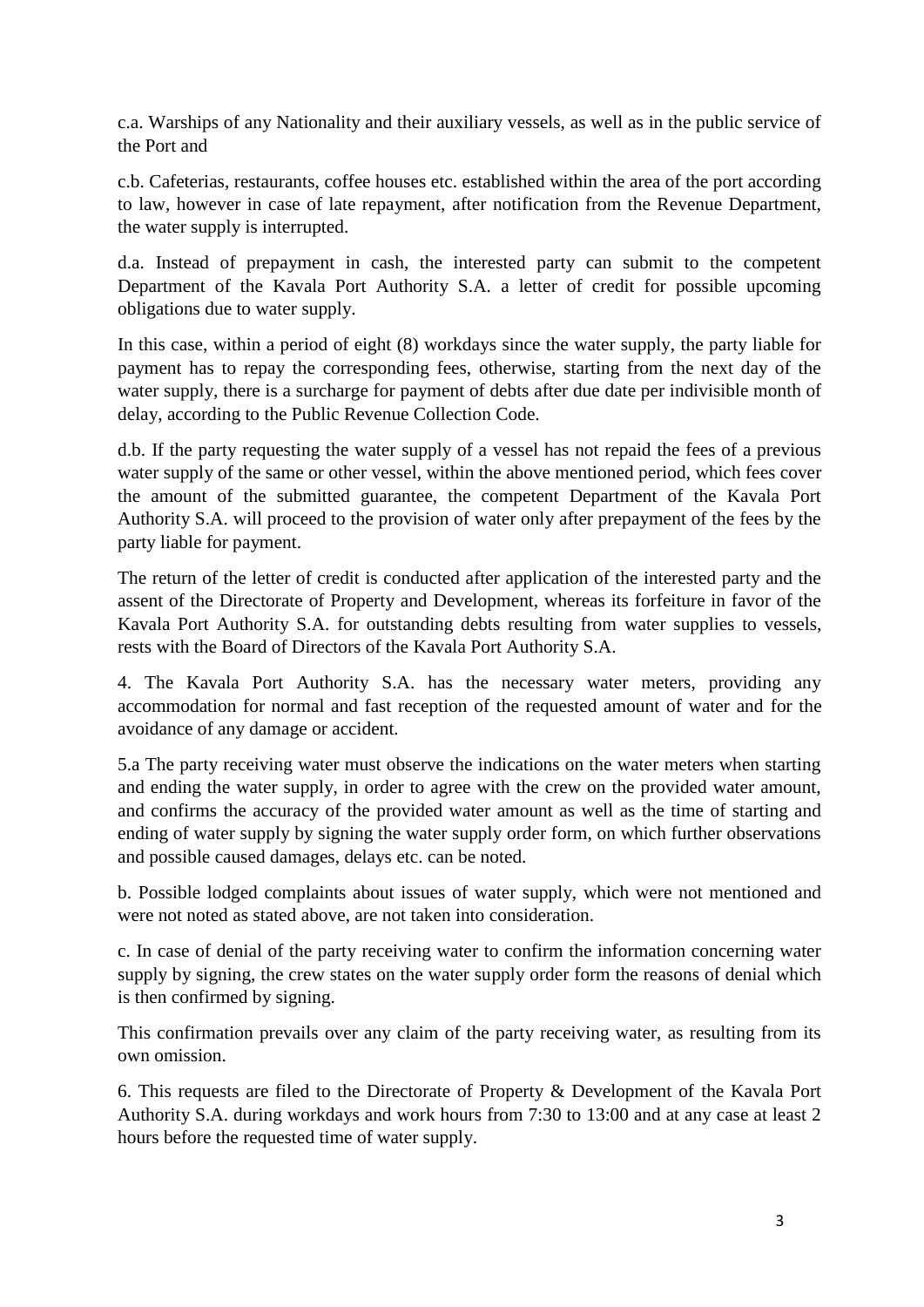c.a. Warships of any Nationality and their auxiliary vessels, as well as in the public service of the Port and

c.b. Cafeterias, restaurants, coffee houses etc. established within the area of the port according to law, however in case of late repayment, after notification from the Revenue Department, the water supply is interrupted.

d.a. Instead of prepayment in cash, the interested party can submit to the competent Department of the Kavala Port Authority S.A. a letter of credit for possible upcoming obligations due to water supply.

In this case, within a period of eight (8) workdays since the water supply, the party liable for payment has to repay the corresponding fees, otherwise, starting from the next day of the water supply, there is a surcharge for payment of debts after due date per indivisible month of delay, according to the Public Revenue Collection Code.

d.b. If the party requesting the water supply of a vessel has not repaid the fees of a previous water supply of the same or other vessel, within the above mentioned period, which fees cover the amount of the submitted guarantee, the competent Department of the Kavala Port Authority S.A. will proceed to the provision of water only after prepayment of the fees by the party liable for payment.

The return of the letter of credit is conducted after application of the interested party and the assent of the Directorate of Property and Development, whereas its forfeiture in favor of the Kavala Port Authority S.A. for outstanding debts resulting from water supplies to vessels, rests with the Board of Directors of the Kavala Port Authority S.A.

4. The Kavala Port Authority S.A. has the necessary water meters, providing any accommodation for normal and fast reception of the requested amount of water and for the avoidance of any damage or accident.

5.a The party receiving water must observe the indications on the water meters when starting and ending the water supply, in order to agree with the crew on the provided water amount, and confirms the accuracy of the provided water amount as well as the time of starting and ending of water supply by signing the water supply order form, on which further observations and possible caused damages, delays etc. can be noted.

b. Possible lodged complaints about issues of water supply, which were not mentioned and were not noted as stated above, are not taken into consideration.

c. In case of denial of the party receiving water to confirm the information concerning water supply by signing, the crew states on the water supply order form the reasons of denial which is then confirmed by signing.

This confirmation prevails over any claim of the party receiving water, as resulting from its own omission.

6. This requests are filed to the Directorate of Property & Development of the Kavala Port Authority S.A. during workdays and work hours from 7:30 to 13:00 and at any case at least 2 hours before the requested time of water supply.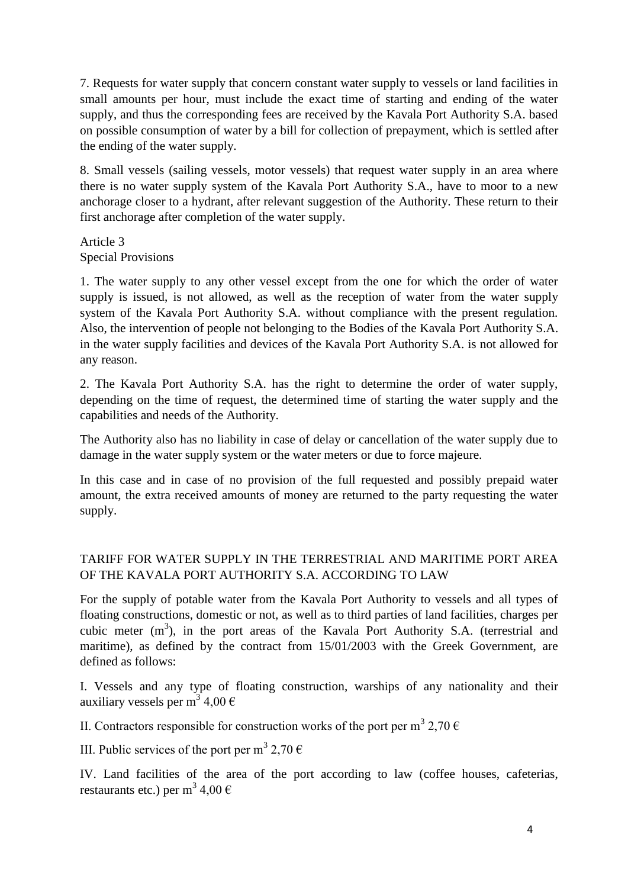7. Requests for water supply that concern constant water supply to vessels or land facilities in small amounts per hour, must include the exact time of starting and ending of the water supply, and thus the corresponding fees are received by the Kavala Port Authority S.A. based on possible consumption of water by a bill for collection of prepayment, which is settled after the ending of the water supply.

8. Small vessels (sailing vessels, motor vessels) that request water supply in an area where there is no water supply system of the Kavala Port Authority S.A., have to moor to a new anchorage closer to a hydrant, after relevant suggestion of the Authority. These return to their first anchorage after completion of the water supply.

## Article 3
## Special Provisions

1. The water supply to any other vessel except from the one for which the order of water supply is issued, is not allowed, as well as the reception of water from the water supply system of the Kavala Port Authority S.A. without compliance with the present regulation. Also, the intervention of people not belonging to the Bodies of the Kavala Port Authority S.A. in the water supply facilities and devices of the Kavala Port Authority S.A. is not allowed for any reason.

2. The Kavala Port Authority S.A. has the right to determine the order of water supply, depending on the time of request, the determined time of starting the water supply and the capabilities and needs of the Authority.

The Authority also has no liability in case of delay or cancellation of the water supply due to damage in the water supply system or the water meters or due to force majeure.

In this case and in case of no provision of the full requested and possibly prepaid water amount, the extra received amounts of money are returned to the party requesting the water supply.

## TARIFF FOR WATER SUPPLY IN THE TERRESTRIAL AND MARITIME PORT AREA OF THE KAVALA PORT AUTHORITY S.A. ACCORDING TO LAW

For the supply of potable water from the Kavala Port Authority to vessels and all types of floating constructions, domestic or not, as well as to third parties of land facilities, charges per cubic meter ($m^3$), in the port areas of the Kavala Port Authority S.A. (terrestrial and maritime), as defined by the contract from 15/01/2003 with the Greek Government, are defined as follows:

I. Vessels and any type of floating construction, warships of any nationality and their auxiliary vessels per $m^3$ 4,00 €

II. Contractors responsible for construction works of the port per $m^3$ 2,70 €

III. Public services of the port per $m^3$ 2,70 €

IV. Land facilities of the area of the port according to law (coffee houses, cafeterias, restaurants etc.) per $m^3$ 4,00 €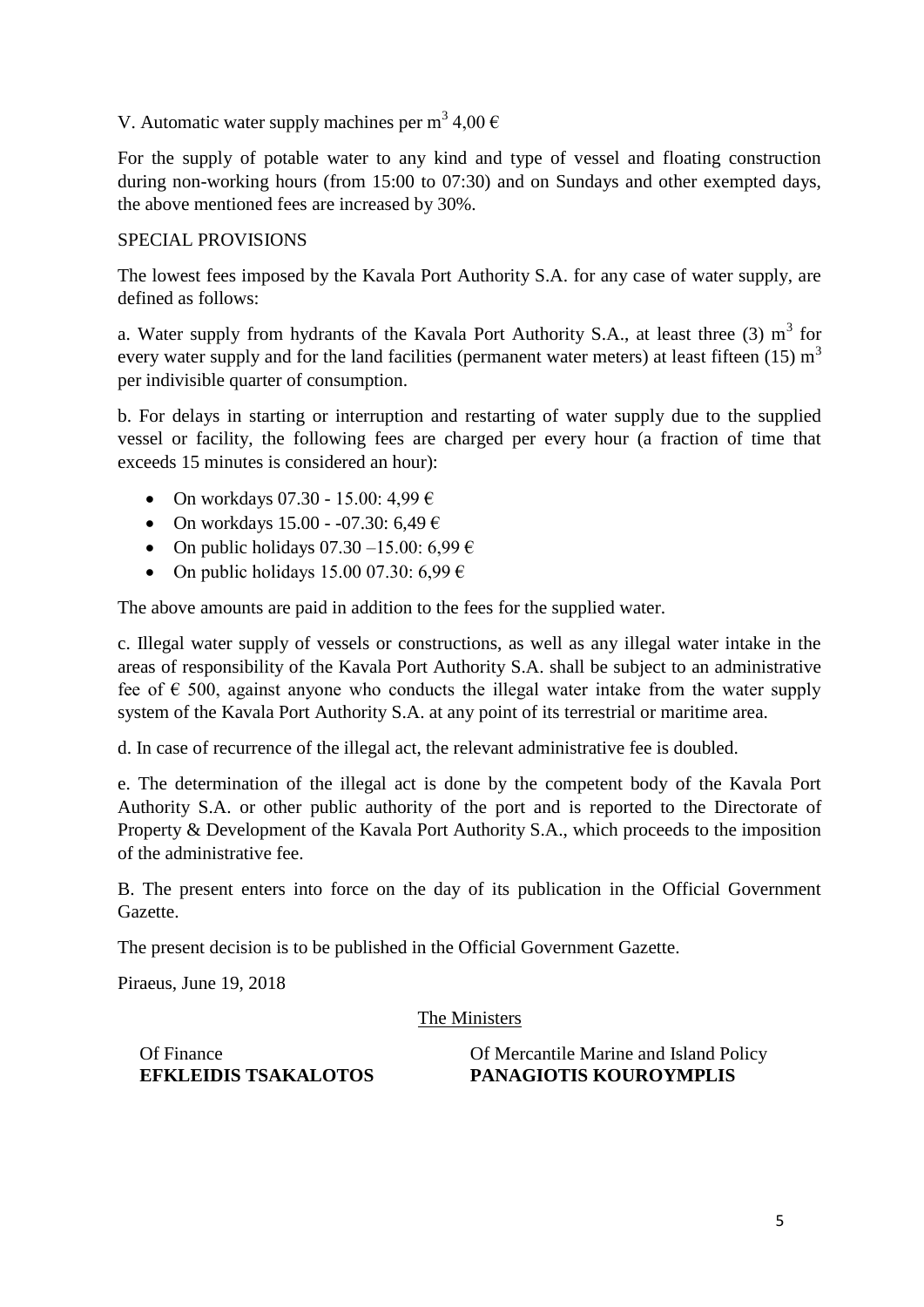V. Automatic water supply machines per $m^3$ 4,00 €

For the supply of potable water to any kind and type of vessel and floating construction during non-working hours (from 15:00 to 07:30) and on Sundays and other exempted days, the above mentioned fees are increased by 30%.

SPECIAL PROVISIONS

The lowest fees imposed by the Kavala Port Authority S.A. for any case of water supply, are defined as follows:

a. Water supply from hydrants of the Kavala Port Authority S.A., at least three (3) $m^3$ for every water supply and for the land facilities (permanent water meters) at least fifteen (15) $m^3$ per indivisible quarter of consumption.

b. For delays in starting or interruption and restarting of water supply due to the supplied vessel or facility, the following fees are charged per every hour (a fraction of time that exceeds 15 minutes is considered an hour):

- On workdays 07.30 - 15.00: 4,99 €
- On workdays 15.00 - -07.30: 6,49 €
- On public holidays 07.30 –15.00: 6,99 €
- On public holidays 15.00 07.30: 6,99 €

The above amounts are paid in addition to the fees for the supplied water.

c. Illegal water supply of vessels or constructions, as well as any illegal water intake in the areas of responsibility of the Kavala Port Authority S.A. shall be subject to an administrative fee of € 500, against anyone who conducts the illegal water intake from the water supply system of the Kavala Port Authority S.A. at any point of its terrestrial or maritime area.

d. In case of recurrence of the illegal act, the relevant administrative fee is doubled.

e. The determination of the illegal act is done by the competent body of the Kavala Port Authority S.A. or other public authority of the port and is reported to the Directorate of Property & Development of the Kavala Port Authority S.A., which proceeds to the imposition of the administrative fee.

B. The present enters into force on the day of its publication in the Official Government Gazette.

The present decision is to be published in the Official Government Gazette.

Piraeus, June 19, 2018

The Ministers

Of Finance
**EFKLEIDIS TSAKALOTOS**

Of Mercantile Marine and Island Policy
**PANAGIOTIS KOUROYMPLIS**